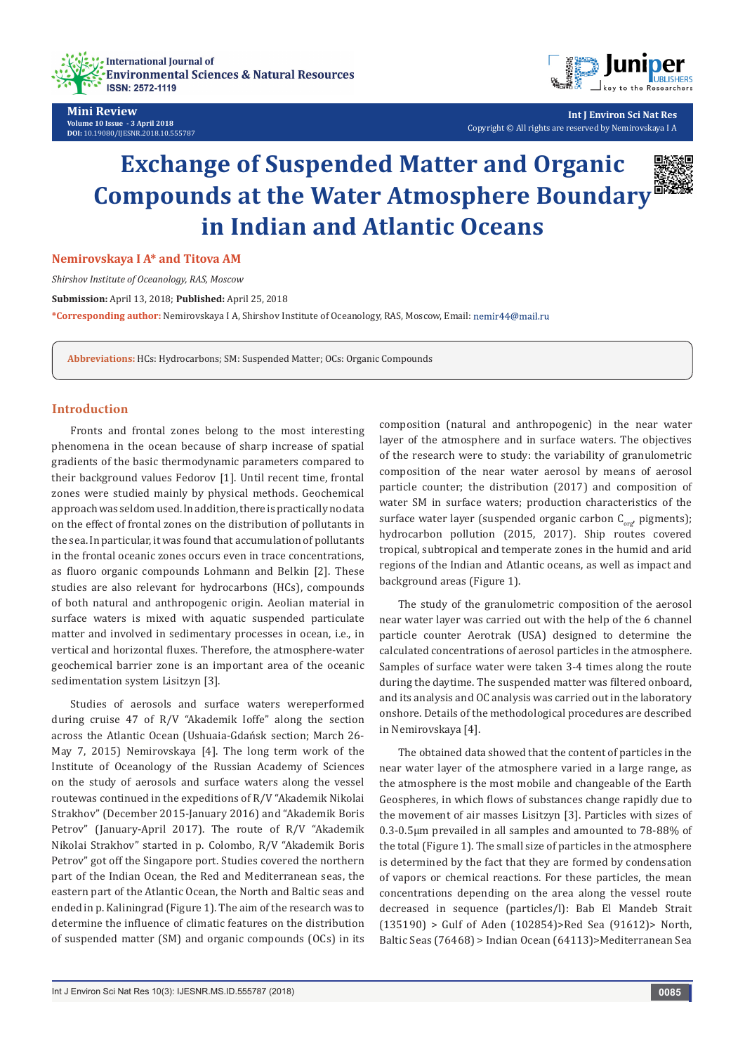Mini Review

Volume 10 Issue - 3 April 2018
DOI: 10.19080/IJESNR.2018.10.555787

Copyright © All rights are reserved by Nemirovskaya I A

# Exchange of Suspended Matter and Organic Compounds at the Water Atmosphere Boundary in Indian and Atlantic Oceans

**Nemirovskaya I A* and Titova AM**

*Shirshov Institute of Oceanology, RAS, Moscow*

**Submission:** April 13, 2018; **Published:** April 25, 2018

***Corresponding author:** Nemirovskaya I A, Shirshov Institute of Oceanology, RAS, Moscow, Email: nemir44@mail.ru

**Abbreviations:** HCs: Hydrocarbons; SM: Suspended Matter; OCs: Organic Compounds

## Introduction

Fronts and frontal zones belong to the most interesting phenomena in the ocean because of sharp increase of spatial gradients of the basic thermodynamic parameters compared to their background values Fedorov [1]. Until recent time, frontal zones were studied mainly by physical methods. Geochemical approach was seldom used. In addition, there is practically no data on the effect of frontal zones on the distribution of pollutants in the sea. In particular, it was found that accumulation of pollutants in the frontal oceanic zones occurs even in trace concentrations, as fluoro organic compounds Lohmann and Belkin [2]. These studies are also relevant for hydrocarbons (HCs), compounds of both natural and anthropogenic origin. Aeolian material in surface waters is mixed with aquatic suspended particulate matter and involved in sedimentary processes in ocean, i.e., in vertical and horizontal fluxes. Therefore, the atmosphere-water geochemical barrier zone is an important area of the oceanic sedimentation system Lisitzyn [3].

Studies of aerosols and surface waters wereperformed during cruise 47 of R/V "Akademik Ioffe" along the section across the Atlantic Ocean (Ushuaia-Gdańsk section; March 26-May 7, 2015) Nemirovskaya [4]. The long term work of the Institute of Oceanology of the Russian Academy of Sciences on the study of aerosols and surface waters along the vessel routewas continued in the expeditions of R/V "Akademik Nikolai Strakhov" (December 2015-January 2016) and "Akademik Boris Petrov" (January-April 2017). The route of R/V "Akademik Nikolai Strakhov" started in p. Colombo, R/V "Akademik Boris Petrov" got off the Singapore port. Studies covered the northern part of the Indian Ocean, the Red and Mediterranean seas, the eastern part of the Atlantic Ocean, the North and Baltic seas and ended in p. Kaliningrad (Figure 1). The aim of the research was to determine the influence of climatic features on the distribution of suspended matter (SM) and organic compounds (OCs) in its composition (natural and anthropogenic) in the near water layer of the atmosphere and in surface waters. The objectives of the research were to study: the variability of granulometric composition of the near water aerosol by means of aerosol particle counter; the distribution (2017) and composition of water SM in surface waters; production characteristics of the surface water layer (suspended organic carbon $C_{org}$, pigments); hydrocarbon pollution (2015, 2017). Ship routes covered tropical, subtropical and temperate zones in the humid and arid regions of the Indian and Atlantic oceans, as well as impact and background areas (Figure 1).

The study of the granulometric composition of the aerosol near water layer was carried out with the help of the 6 channel particle counter Aerotrak (USA) designed to determine the calculated concentrations of aerosol particles in the atmosphere. Samples of surface water were taken 3-4 times along the route during the daytime. The suspended matter was filtered onboard, and its analysis and OC analysis was carried out in the laboratory onshore. Details of the methodological procedures are described in Nemirovskaya [4].

The obtained data showed that the content of particles in the near water layer of the atmosphere varied in a large range, as the atmosphere is the most mobile and changeable of the Earth Geospheres, in which flows of substances change rapidly due to the movement of air masses Lisitzyn [3]. Particles with sizes of 0.3-0.5μm prevailed in all samples and amounted to 78-88% of the total (Figure 1). The small size of particles in the atmosphere is determined by the fact that they are formed by condensation of vapors or chemical reactions. For these particles, the mean concentrations depending on the area along the vessel route decreased in sequence (particles/l): Bab El Mandeb Strait (135190) > Gulf of Aden (102854)>Red Sea (91612)> North, Baltic Seas (76468) > Indian Ocean (64113)>Mediterranean Sea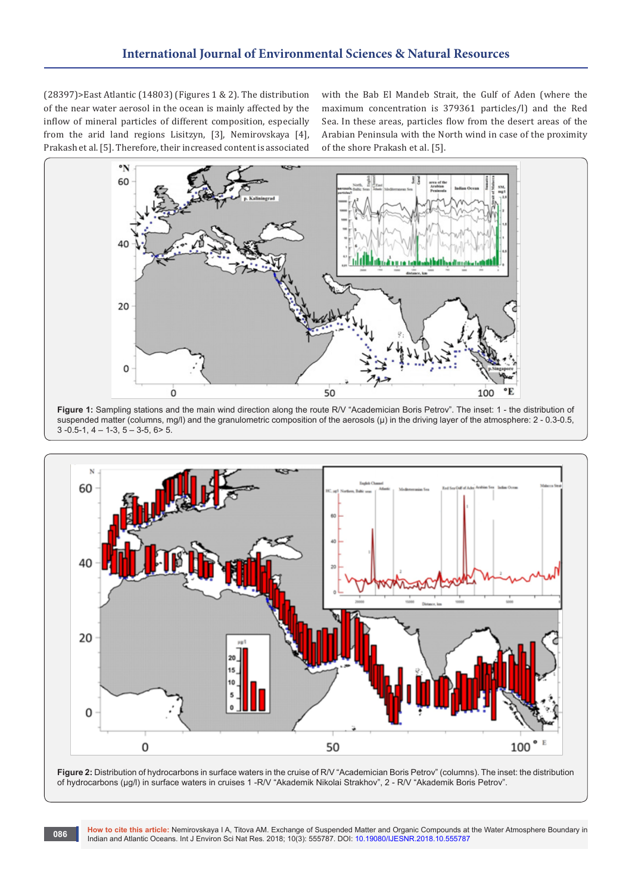(28397)>East Atlantic (14803) (Figures 1 & 2). The distribution of the near water aerosol in the ocean is mainly affected by the inflow of mineral particles of different composition, especially from the arid land regions Lisitzyn, [3], Nemirovskaya [4], Prakash et al. [5]. Therefore, their increased content is associated with the Bab El Mandeb Strait, the Gulf of Aden (where the maximum concentration is 379361 particles/l) and the Red Sea. In these areas, particles flow from the desert areas of the Arabian Peninsula with the North wind in case of the proximity of the shore Prakash et al. [5].

**Figure 1:** Sampling stations and the main wind direction along the route R/V "Academician Boris Petrov". The inset: 1 - the distribution of suspended matter (columns, mg/l) and the granulometric composition of the aerosols (μ) in the driving layer of the atmosphere: 2 - 0.3-0.5, 3 -0.5-1, 4 – 1-3, 5 – 3-5, 6> 5.

**Figure 2:** Distribution of hydrocarbons in surface waters in the cruise of R/V "Academician Boris Petrov" (columns). The inset: the distribution of hydrocarbons (μg/l) in surface waters in cruises 1 -R/V "Akademik Nikolai Strakhov", 2 - R/V "Akademik Boris Petrov".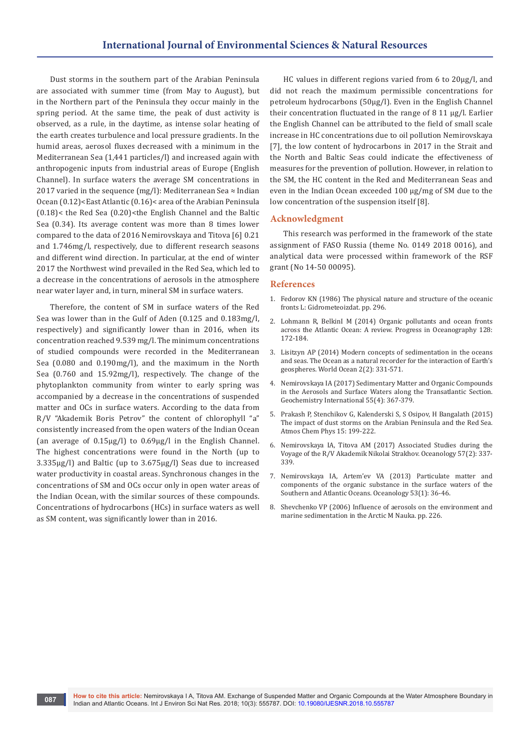Dust storms in the southern part of the Arabian Peninsula are associated with summer time (from May to August), but in the Northern part of the Peninsula they occur mainly in the spring period. At the same time, the peak of dust activity is observed, as a rule, in the daytime, as intense solar heating of the earth creates turbulence and local pressure gradients. In the humid areas, aerosol fluxes decreased with a minimum in the Mediterranean Sea (1,441 particles/l) and increased again with anthropogenic inputs from industrial areas of Europe (English Channel). In surface waters the average SM concentrations in 2017 varied in the sequence (mg/l): Mediterranean Sea ≈ Indian Ocean (0.12)<East Atlantic (0.16)< area of the Arabian Peninsula (0.18)< the Red Sea (0.20)<the English Channel and the Baltic Sea (0.34). Its average content was more than 8 times lower compared to the data of 2016 Nemirovskaya and Titova [6] 0.21 and 1.746mg/l, respectively, due to different research seasons and different wind direction. In particular, at the end of winter 2017 the Northwest wind prevailed in the Red Sea, which led to a decrease in the concentrations of aerosols in the atmosphere near water layer and, in turn, mineral SM in surface waters.

Therefore, the content of SM in surface waters of the Red Sea was lower than in the Gulf of Aden (0.125 and 0.183mg/l, respectively) and significantly lower than in 2016, when its concentration reached 9.539 mg/l. The minimum concentrations of studied compounds were recorded in the Mediterranean Sea (0.080 and 0.190mg/l), and the maximum in the North Sea (0.760 and 15.92mg/l), respectively. The change of the phytoplankton community from winter to early spring was accompanied by a decrease in the concentrations of suspended matter and OCs in surface waters. According to the data from R/V "Akademik Boris Petrov" the content of chlorophyll "a" consistently increased from the open waters of the Indian Ocean (an average of 0.15μg/l) to 0.69μg/l in the English Channel. The highest concentrations were found in the North (up to 3.335μg/l) and Baltic (up to 3.675μg/l) Seas due to increased water productivity in coastal areas. Synchronous changes in the concentrations of SM and OCs occur only in open water areas of the Indian Ocean, with the similar sources of these compounds. Concentrations of hydrocarbons (HCs) in surface waters as well as SM content, was significantly lower than in 2016.

HC values in different regions varied from 6 to 20μg/l, and did not reach the maximum permissible concentrations for petroleum hydrocarbons (50μg/l). Even in the English Channel their concentration fluctuated in the range of 8 11 μg/l. Earlier the English Channel can be attributed to the field of small scale increase in HC concentrations due to oil pollution Nemirovskaya [7], the low content of hydrocarbons in 2017 in the Strait and the North and Baltic Seas could indicate the effectiveness of measures for the prevention of pollution. However, in relation to the SM, the HC content in the Red and Mediterranean Seas and even in the Indian Ocean exceeded 100 μg/mg of SM due to the low concentration of the suspension itself [8].

## Acknowledgment

This research was performed in the framework of the state assignment of FASO Russia (theme No. 0149 2018 0016), and analytical data were processed within framework of the RSF grant (No 14-50 00095).

## References

1. Fedorov KN (1986) The physical nature and structure of the oceanic fronts L: Gidrometeoizdat. pp. 296.
2. Lohmann R, Belkinl M (2014) Organic pollutants and ocean fronts across the Atlantic Ocean: A review. Progress in Oceanography 128: 172-184.
3. Lisitzyn AP (2014) Modern concepts of sedimentation in the oceans and seas. The Ocean as a natural recorder for the interaction of Earth's geospheres. World Ocean 2(2): 331-571.
4. Nemirovskaya IA (2017) Sedimentary Matter and Organic Compounds in the Aerosols and Surface Waters along the Transatlantic Section. Geochemistry International 55(4): 367-379.
5. Prakash P, Stenchikov G, Kalenderski S, S Osipov, H Bangalath (2015) The impact of dust storms on the Arabian Peninsula and the Red Sea. Atmos Chem Phys 15: 199-222.
6. Nemirovskaya IA, Titova AM (2017) Associated Studies during the Voyage of the R/V Akademik Nikolai Strakhov. Oceanology 57(2): 337-339.
7. Nemirovskaya IA, Artem'ev VA (2013) Particulate matter and components of the organic substance in the surface waters of the Southern and Atlantic Oceans. Oceanology 53(1): 36-46.
8. Shevchenko VP (2006) Influence of aerosols on the environment and marine sedimentation in the Arctic M Nauka. pp. 226.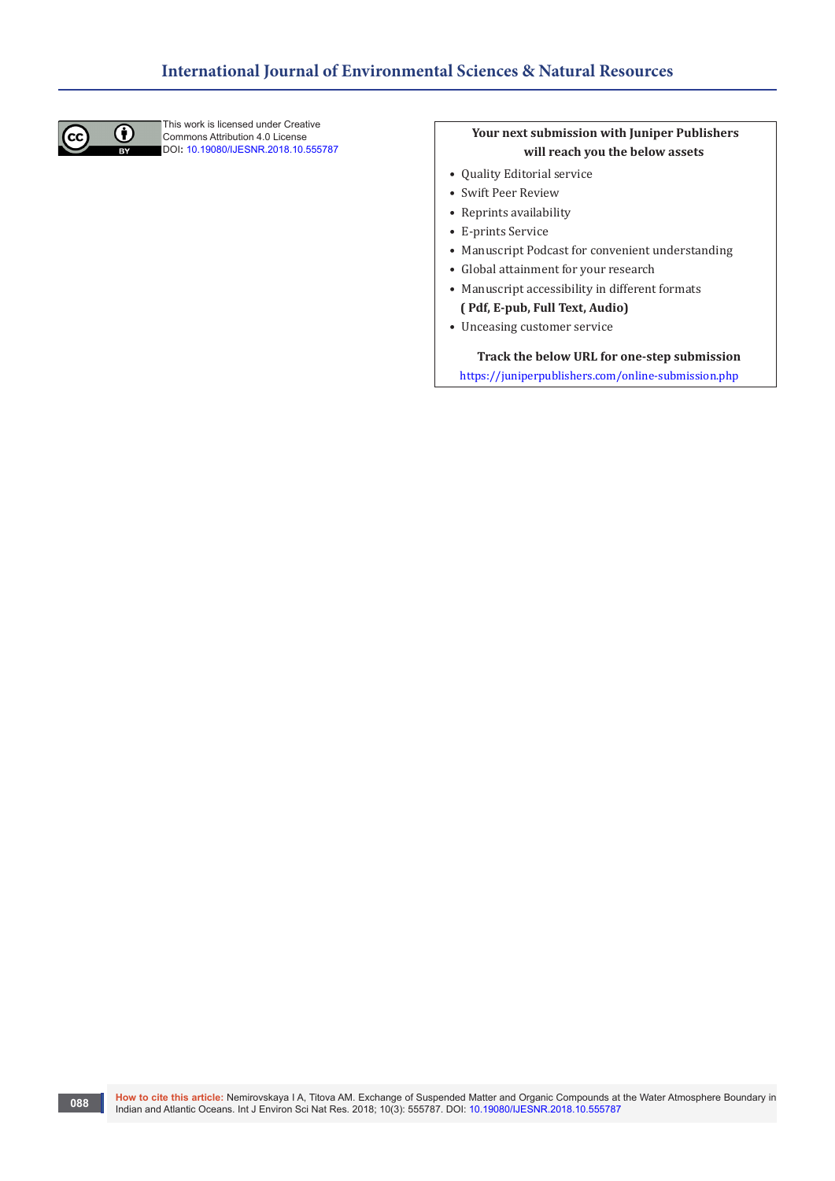This work is licensed under Creative Commons Attribution 4.0 License
DOI: 10.19080/IJESNR.2018.10.555787

**Your next submission with Juniper Publishers will reach you the below assets**

- Quality Editorial service
- Swift Peer Review
- Reprints availability
- E-prints Service
- Manuscript Podcast for convenient understanding
- Global attainment for your research
- Manuscript accessibility in different formats
  **( Pdf, E-pub, Full Text, Audio)**
- Unceasing customer service

**Track the below URL for one-step submission**
https://juniperpublishers.com/online-submission.php

**How to cite this article:** Nemirovskaya I A, Titova AM. Exchange of Suspended Matter and Organic Compounds at the Water Atmosphere Boundary in Indian and Atlantic Oceans. Int J Environ Sci Nat Res. 2018; 10(3): 555787. DOI: 10.19080/IJESNR.2018.10.555787